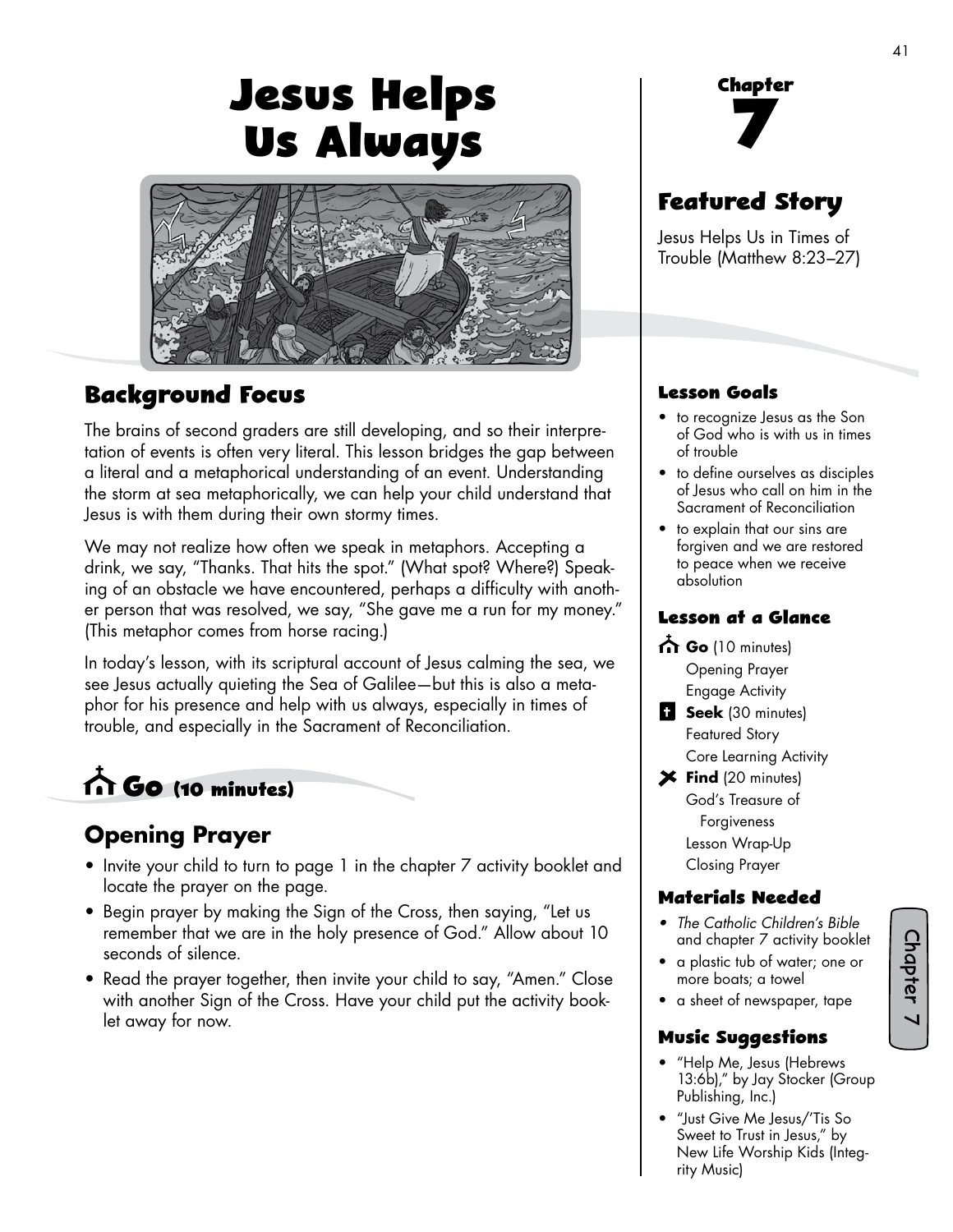# Jesus Helps Us Always

## Background Focus

The brains of second graders are still developing, and so their interpretation of events is often very literal. This lesson bridges the gap between a literal and a metaphorical understanding of an event. Understanding the storm at sea metaphorically, we can help your child understand that Jesus is with them during their own stormy times.

We may not realize how often we speak in metaphors. Accepting a drink, we say, "Thanks. That hits the spot." (What spot? Where?) Speaking of an obstacle we have encountered, perhaps a difficulty with another person that was resolved, we say, "She gave me a run for my money." (This metaphor comes from horse racing.)

In today's lesson, with its scriptural account of Jesus calming the sea, we see Jesus actually quieting the Sea of Galilee—but this is also a metaphor for his presence and help with us always, especially in times of trouble, and especially in the Sacrament of Reconciliation.

## Go (10 minutes)

### Opening Prayer

- Invite your child to turn to page 1 in the chapter 7 activity booklet and locate the prayer on the page.
- Begin prayer by making the Sign of the Cross, then saying, "Let us remember that we are in the holy presence of God." Allow about 10 seconds of silence.
- Read the prayer together, then invite your child to say, "Amen." Close with another Sign of the Cross. Have your child put the activity booklet away for now.

# Chapter 7

## Featured Story

Jesus Helps Us in Times of Trouble (Matthew 8:23–27)

### Lesson Goals

- to recognize Jesus as the Son of God who is with us in times of trouble
- to define ourselves as disciples of Jesus who call on him in the Sacrament of Reconciliation
- to explain that our sins are forgiven and we are restored to peace when we receive absolution

### Lesson at a Glance

**Go** (10 minutes)
- Opening Prayer
- Engage Activity

**Seek** (30 minutes)
- Featured Story
- Core Learning Activity

**Find** (20 minutes)
- God's Treasure of Forgiveness
- Lesson Wrap-Up
- Closing Prayer

### Materials Needed

- *The Catholic Children's Bible* and chapter 7 activity booklet
- a plastic tub of water; one or more boats; a towel
- a sheet of newspaper, tape

### Music Suggestions

- "Help Me, Jesus (Hebrews 13:6b)," by Jay Stocker (Group Publishing, Inc.)
- "Just Give Me Jesus/'Tis So Sweet to Trust in Jesus," by New Life Worship Kids (Integrity Music)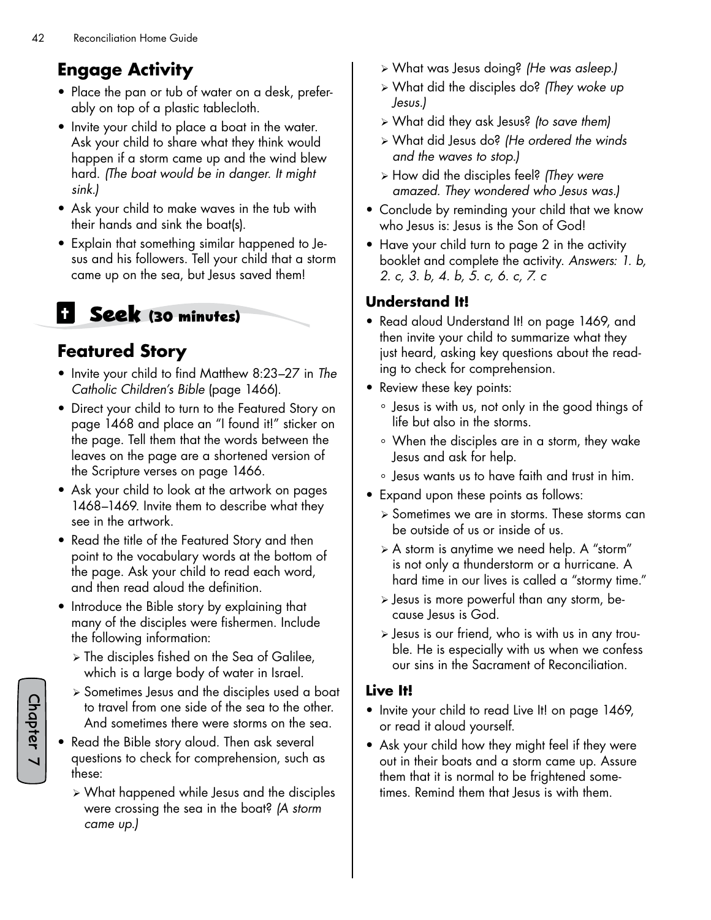## Engage Activity

- Place the pan or tub of water on a desk, preferably on top of a plastic tablecloth.
- Invite your child to place a boat in the water. Ask your child to share what they think would happen if a storm came up and the wind blew hard. *(The boat would be in danger. It might sink.)*
- Ask your child to make waves in the tub with their hands and sink the boat(s).
- Explain that something similar happened to Jesus and his followers. Tell your child that a storm came up on the sea, but Jesus saved them!

# Seek (30 minutes)

## Featured Story

- Invite your child to find Matthew 8:23–27 in *The Catholic Children's Bible* (page 1466).
- Direct your child to turn to the Featured Story on page 1468 and place an "I found it!" sticker on the page. Tell them that the words between the leaves on the page are a shortened version of the Scripture verses on page 1466.
- Ask your child to look at the artwork on pages 1468–1469. Invite them to describe what they see in the artwork.
- Read the title of the Featured Story and then point to the vocabulary words at the bottom of the page. Ask your child to read each word, and then read aloud the definition.
- Introduce the Bible story by explaining that many of the disciples were fishermen. Include the following information:
  - The disciples fished on the Sea of Galilee, which is a large body of water in Israel.
  - Sometimes Jesus and the disciples used a boat to travel from one side of the sea to the other. And sometimes there were storms on the sea.
- Read the Bible story aloud. Then ask several questions to check for comprehension, such as these:
  - What happened while Jesus and the disciples were crossing the sea in the boat? *(A storm came up.)*
  - What was Jesus doing? *(He was asleep.)*
  - What did the disciples do? *(They woke up Jesus.)*
  - What did they ask Jesus? *(to save them)*
  - What did Jesus do? *(He ordered the winds and the waves to stop.)*
  - How did the disciples feel? *(They were amazed. They wondered who Jesus was.)*
- Conclude by reminding your child that we know who Jesus is: Jesus is the Son of God!
- Have your child turn to page 2 in the activity booklet and complete the activity. *Answers: 1. b, 2. c, 3. b, 4. b, 5. c, 6. c, 7. c*

### Understand It!

- Read aloud Understand It! on page 1469, and then invite your child to summarize what they just heard, asking key questions about the reading to check for comprehension.
- Review these key points:
  - Jesus is with us, not only in the good things of life but also in the storms.
  - When the disciples are in a storm, they wake Jesus and ask for help.
  - Jesus wants us to have faith and trust in him.
- Expand upon these points as follows:
  - Sometimes we are in storms. These storms can be outside of us or inside of us.
  - A storm is anytime we need help. A "storm" is not only a thunderstorm or a hurricane. A hard time in our lives is called a "stormy time."
  - Jesus is more powerful than any storm, because Jesus is God.
  - Jesus is our friend, who is with us in any trouble. He is especially with us when we confess our sins in the Sacrament of Reconciliation.

### Live It!

- Invite your child to read Live It! on page 1469, or read it aloud yourself.
- Ask your child how they might feel if they were out in their boats and a storm came up. Assure them that it is normal to be frightened sometimes. Remind them that Jesus is with them.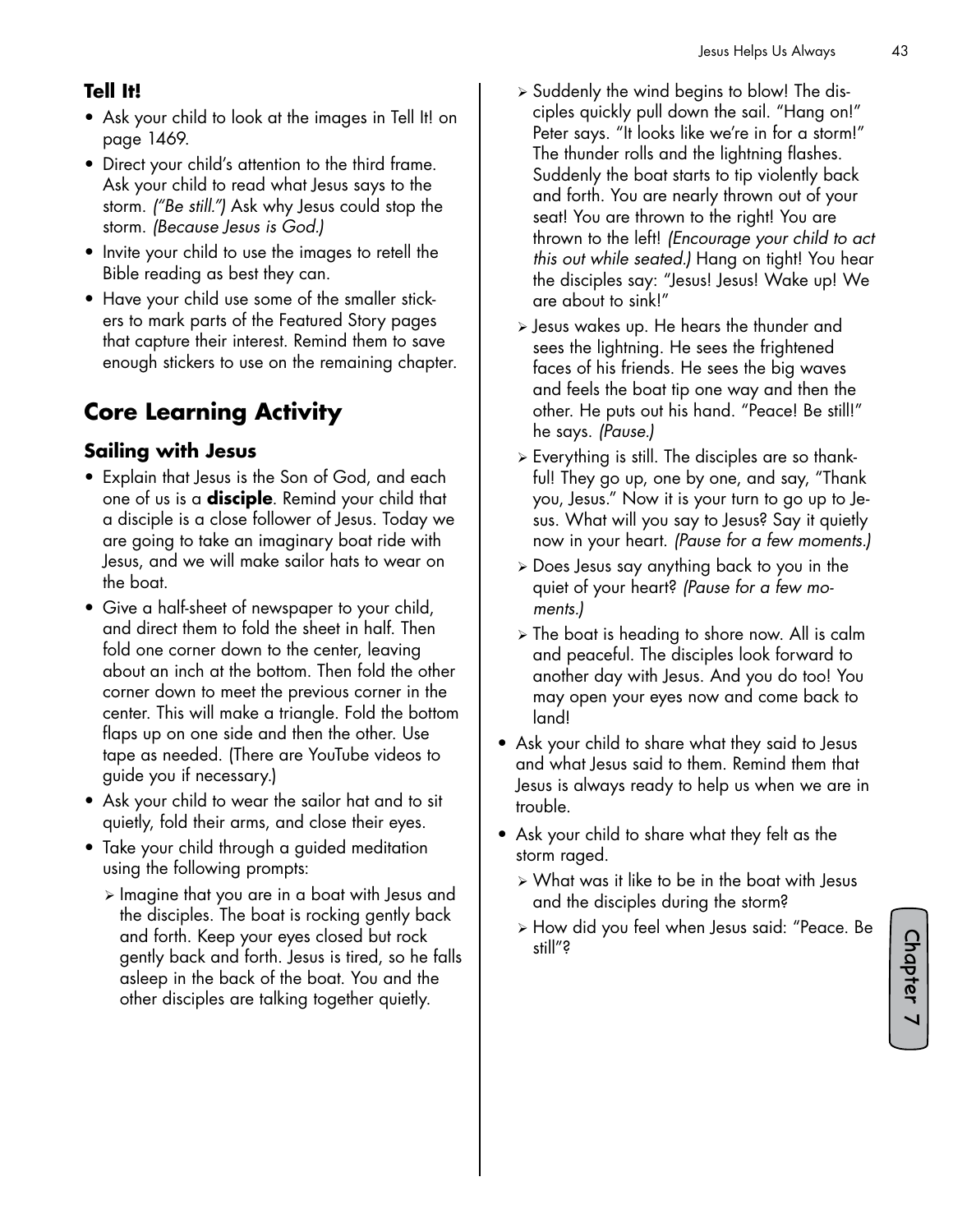### Tell It!

- Ask your child to look at the images in Tell It! on page 1469.
- Direct your child's attention to the third frame. Ask your child to read what Jesus says to the storm. *("Be still.")* Ask why Jesus could stop the storm. *(Because Jesus is God.)*
- Invite your child to use the images to retell the Bible reading as best they can.
- Have your child use some of the smaller stickers to mark parts of the Featured Story pages that capture their interest. Remind them to save enough stickers to use on the remaining chapter.

## Core Learning Activity

### Sailing with Jesus

- Explain that Jesus is the Son of God, and each one of us is a **disciple**. Remind your child that a disciple is a close follower of Jesus. Today we are going to take an imaginary boat ride with Jesus, and we will make sailor hats to wear on the boat.
- Give a half-sheet of newspaper to your child, and direct them to fold the sheet in half. Then fold one corner down to the center, leaving about an inch at the bottom. Then fold the other corner down to meet the previous corner in the center. This will make a triangle. Fold the bottom flaps up on one side and then the other. Use tape as needed. (There are YouTube videos to guide you if necessary.)
- Ask your child to wear the sailor hat and to sit quietly, fold their arms, and close their eyes.
- Take your child through a guided meditation using the following prompts:
  - Imagine that you are in a boat with Jesus and the disciples. The boat is rocking gently back and forth. Keep your eyes closed but rock gently back and forth. Jesus is tired, so he falls asleep in the back of the boat. You and the other disciples are talking together quietly.
  - Suddenly the wind begins to blow! The disciples quickly pull down the sail. "Hang on!" Peter says. "It looks like we're in for a storm!" The thunder rolls and the lightning flashes. Suddenly the boat starts to tip violently back and forth. You are nearly thrown out of your seat! You are thrown to the right! You are thrown to the left! *(Encourage your child to act this out while seated.)* Hang on tight! You hear the disciples say: "Jesus! Jesus! Wake up! We are about to sink!"
  - Jesus wakes up. He hears the thunder and sees the lightning. He sees the frightened faces of his friends. He sees the big waves and feels the boat tip one way and then the other. He puts out his hand. "Peace! Be still!" he says. *(Pause.)*
  - Everything is still. The disciples are so thankful! They go up, one by one, and say, "Thank you, Jesus." Now it is your turn to go up to Jesus. What will you say to Jesus? Say it quietly now in your heart. *(Pause for a few moments.)*
  - Does Jesus say anything back to you in the quiet of your heart? *(Pause for a few moments.)*
  - The boat is heading to shore now. All is calm and peaceful. The disciples look forward to another day with Jesus. And you do too! You may open your eyes now and come back to land!
- Ask your child to share what they said to Jesus and what Jesus said to them. Remind them that Jesus is always ready to help us when we are in trouble.
- Ask your child to share what they felt as the storm raged.
  - What was it like to be in the boat with Jesus and the disciples during the storm?
  - How did you feel when Jesus said: "Peace. Be still"?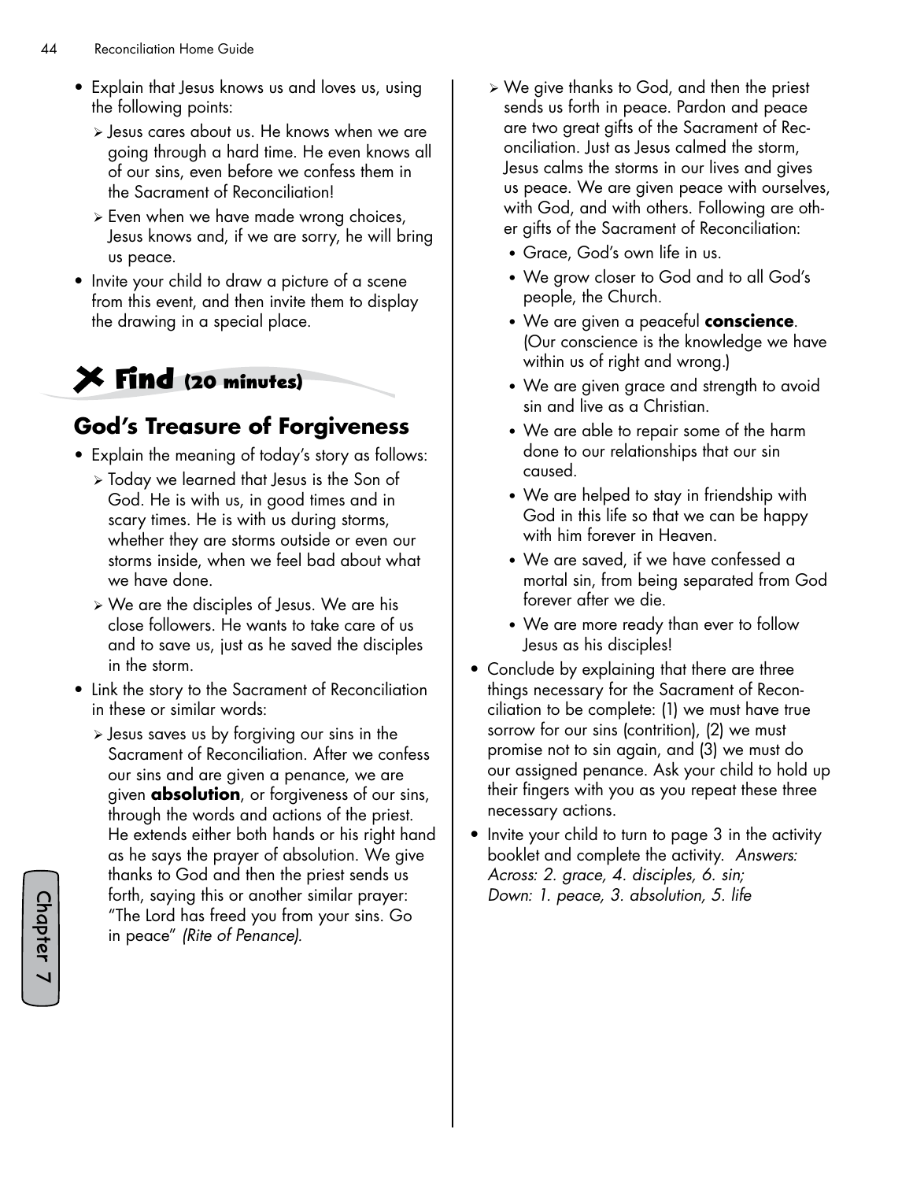- Explain that Jesus knows us and loves us, using the following points:
  - Jesus cares about us. He knows when we are going through a hard time. He even knows all of our sins, even before we confess them in the Sacrament of Reconciliation!
  - Even when we have made wrong choices, Jesus knows and, if we are sorry, he will bring us peace.
- Invite your child to draw a picture of a scene from this event, and then invite them to display the drawing in a special place.

## Find (20 minutes)

### God's Treasure of Forgiveness

- Explain the meaning of today's story as follows:
  - Today we learned that Jesus is the Son of God. He is with us, in good times and in scary times. He is with us during storms, whether they are storms outside or even our storms inside, when we feel bad about what we have done.
  - We are the disciples of Jesus. We are his close followers. He wants to take care of us and to save us, just as he saved the disciples in the storm.
- Link the story to the Sacrament of Reconciliation in these or similar words:
  - Jesus saves us by forgiving our sins in the Sacrament of Reconciliation. After we confess our sins and are given a penance, we are given **absolution**, or forgiveness of our sins, through the words and actions of the priest. He extends either both hands or his right hand as he says the prayer of absolution. We give thanks to God and then the priest sends us forth, saying this or another similar prayer: "The Lord has freed you from your sins. Go in peace" *(Rite of Penance).*
  - We give thanks to God, and then the priest sends us forth in peace. Pardon and peace are two great gifts of the Sacrament of Reconciliation. Just as Jesus calmed the storm, Jesus calms the storms in our lives and gives us peace. We are given peace with ourselves, with God, and with others. Following are other gifts of the Sacrament of Reconciliation:
    - Grace, God's own life in us.
    - We grow closer to God and to all God's people, the Church.
    - We are given a peaceful **conscience**. (Our conscience is the knowledge we have within us of right and wrong.)
    - We are given grace and strength to avoid sin and live as a Christian.
    - We are able to repair some of the harm done to our relationships that our sin caused.
    - We are helped to stay in friendship with God in this life so that we can be happy with him forever in Heaven.
    - We are saved, if we have confessed a mortal sin, from being separated from God forever after we die.
    - We are more ready than ever to follow Jesus as his disciples!
- Conclude by explaining that there are three things necessary for the Sacrament of Reconciliation to be complete: (1) we must have true sorrow for our sins (contrition), (2) we must promise not to sin again, and (3) we must do our assigned penance. Ask your child to hold up their fingers with you as you repeat these three necessary actions.
- Invite your child to turn to page 3 in the activity booklet and complete the activity. *Answers: Across: 2. grace, 4. disciples, 6. sin; Down: 1. peace, 3. absolution, 5. life*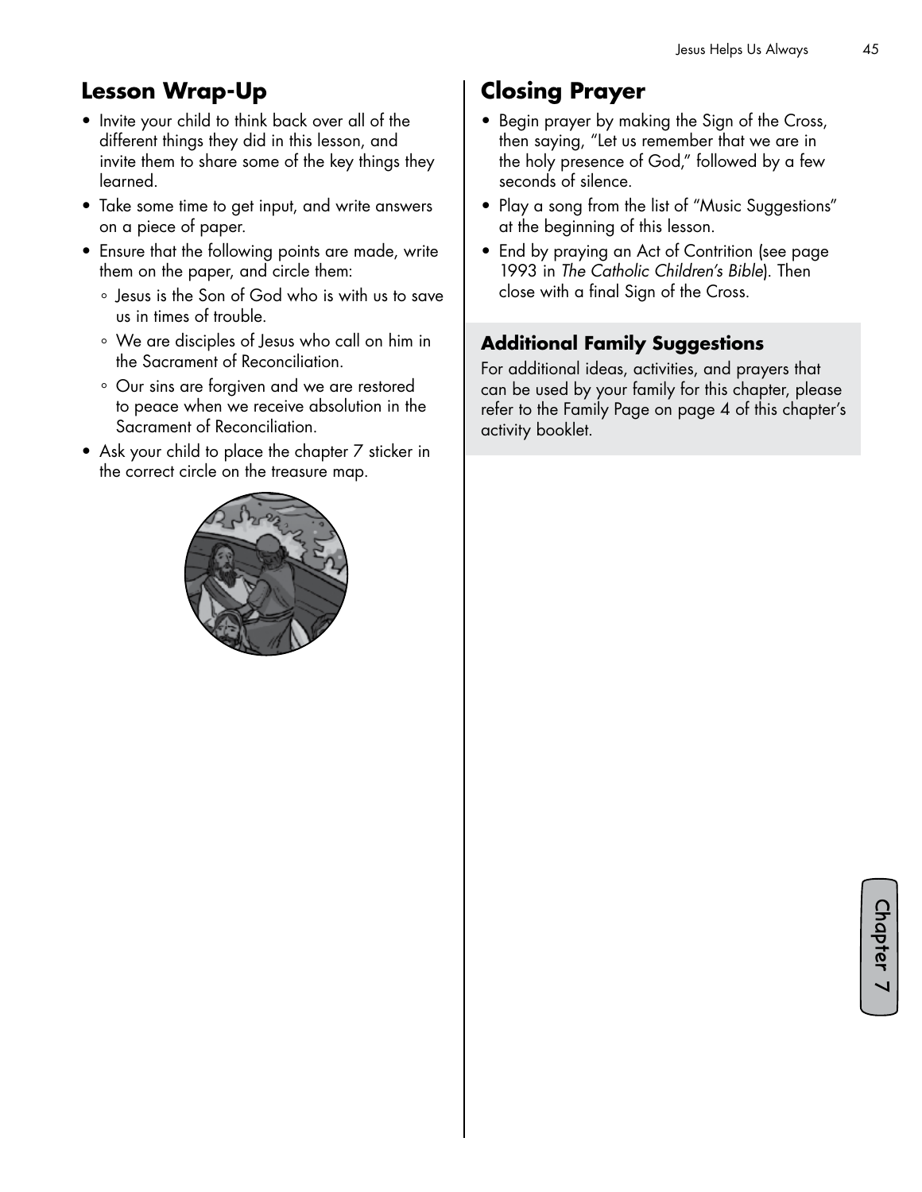## Lesson Wrap-Up

- Invite your child to think back over all of the different things they did in this lesson, and invite them to share some of the key things they learned.
- Take some time to get input, and write answers on a piece of paper.
- Ensure that the following points are made, write them on the paper, and circle them:
  - Jesus is the Son of God who is with us to save us in times of trouble.
  - We are disciples of Jesus who call on him in the Sacrament of Reconciliation.
  - Our sins are forgiven and we are restored to peace when we receive absolution in the Sacrament of Reconciliation.
- Ask your child to place the chapter 7 sticker in the correct circle on the treasure map.

## Closing Prayer

- Begin prayer by making the Sign of the Cross, then saying, "Let us remember that we are in the holy presence of God," followed by a few seconds of silence.
- Play a song from the list of "Music Suggestions" at the beginning of this lesson.
- End by praying an Act of Contrition (see page 1993 in *The Catholic Children's Bible*). Then close with a final Sign of the Cross.

### Additional Family Suggestions

For additional ideas, activities, and prayers that can be used by your family for this chapter, please refer to the Family Page on page 4 of this chapter's activity booklet.